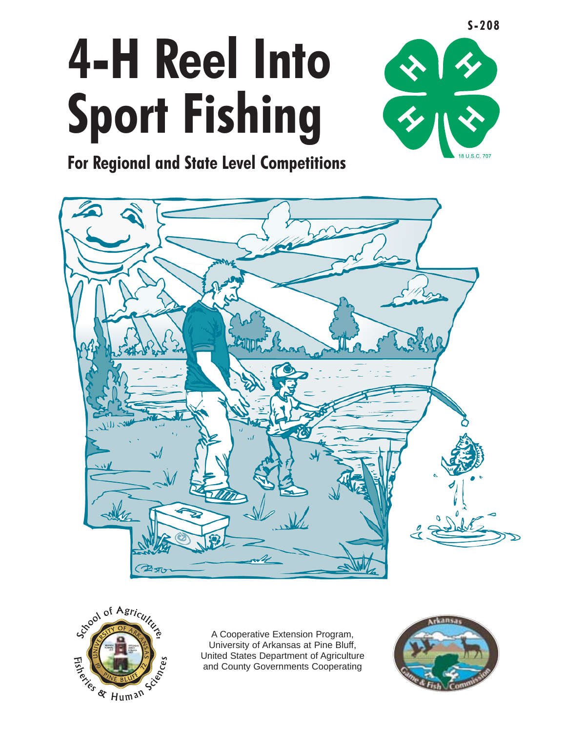S-208

# 4-H Reel Into Sport Fishing

## For Regional and State Level Competitions

A Cooperative Extension Program,
University of Arkansas at Pine Bluff,
United States Department of Agriculture
and County Governments Cooperating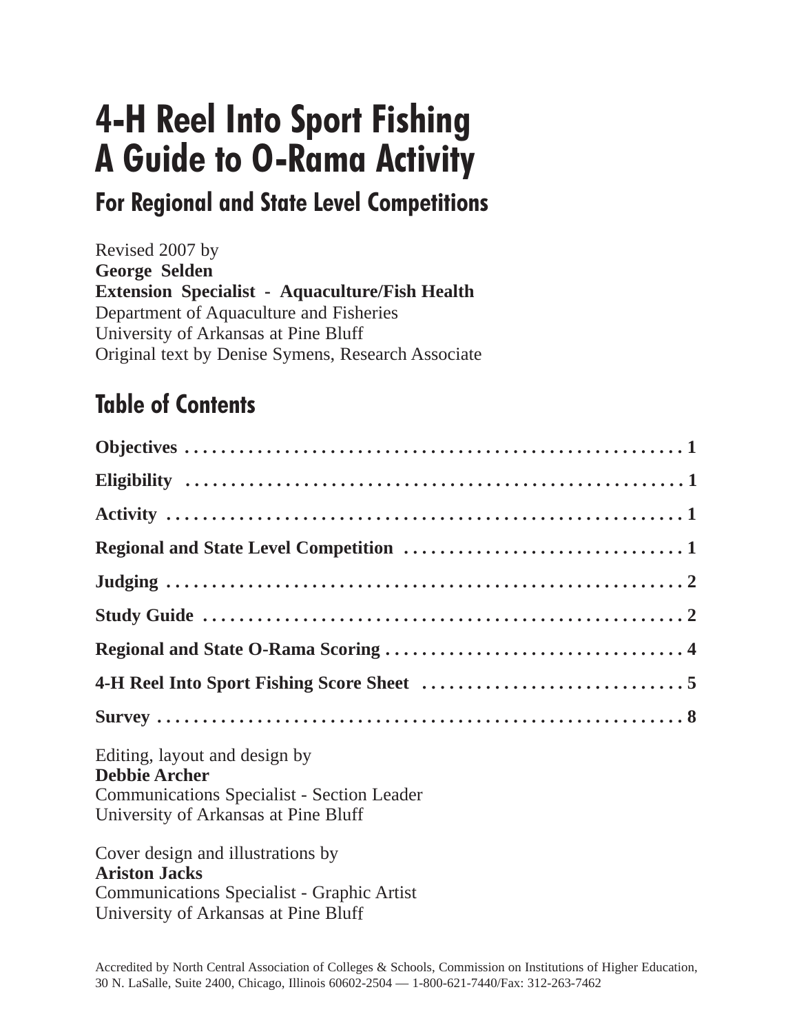# 4-H Reel Into Sport Fishing
# A Guide to O-Rama Activity

## For Regional and State Level Competitions

Revised 2007 by
**George Selden**
**Extension Specialist - Aquaculture/Fish Health**
Department of Aquaculture and Fisheries
University of Arkansas at Pine Bluff
Original text by Denise Symens, Research Associate

## Table of Contents

**Objectives . . . . . . . . . . . . . . . . . . . . . . . . . . . . . . . . . . . . . . . . . . . . . . . . . . . . 1**

**Eligibility . . . . . . . . . . . . . . . . . . . . . . . . . . . . . . . . . . . . . . . . . . . . . . . . . . . . 1**

**Activity . . . . . . . . . . . . . . . . . . . . . . . . . . . . . . . . . . . . . . . . . . . . . . . . . . . . 1**

**Regional and State Level Competition . . . . . . . . . . . . . . . . . . . . . . . . . . . . . . . 1**

**Judging . . . . . . . . . . . . . . . . . . . . . . . . . . . . . . . . . . . . . . . . . . . . . . . . . . . . 2**

**Study Guide . . . . . . . . . . . . . . . . . . . . . . . . . . . . . . . . . . . . . . . . . . . . . . . . . 2**

**Regional and State O-Rama Scoring . . . . . . . . . . . . . . . . . . . . . . . . . . . . . . . . 4**

**4-H Reel Into Sport Fishing Score Sheet . . . . . . . . . . . . . . . . . . . . . . . . . . . . . 5**

**Survey . . . . . . . . . . . . . . . . . . . . . . . . . . . . . . . . . . . . . . . . . . . . . . . . . . . . 8**

Editing, layout and design by
**Debbie Archer**
Communications Specialist - Section Leader
University of Arkansas at Pine Bluff

Cover design and illustrations by
**Ariston Jacks**
Communications Specialist - Graphic Artist
University of Arkansas at Pine Bluff

Accredited by North Central Association of Colleges & Schools, Commission on Institutions of Higher Education, 30 N. LaSalle, Suite 2400, Chicago, Illinois 60602-2504 — 1-800-621-7440/Fax: 312-263-7462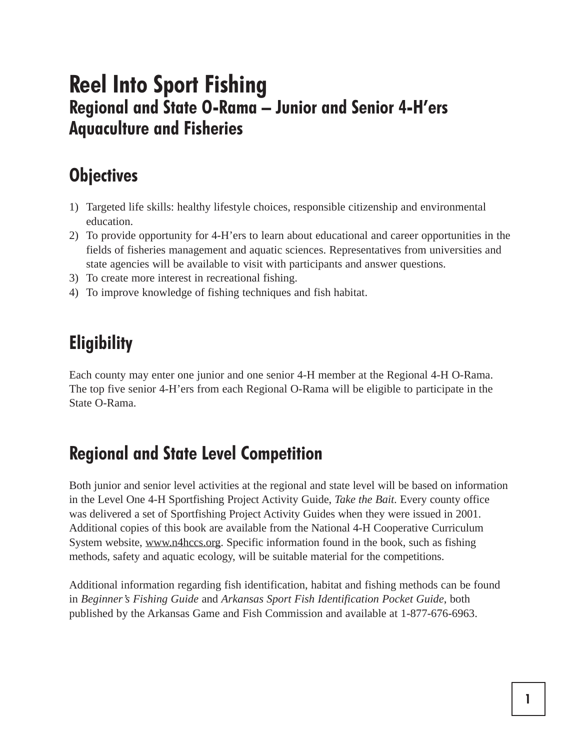# Reel Into Sport Fishing

## Regional and State O-Rama – Junior and Senior 4-H'ers
## Aquaculture and Fisheries

## Objectives

1) Targeted life skills: healthy lifestyle choices, responsible citizenship and environmental education.
2) To provide opportunity for 4-H'ers to learn about educational and career opportunities in the fields of fisheries management and aquatic sciences. Representatives from universities and state agencies will be available to visit with participants and answer questions.
3) To create more interest in recreational fishing.
4) To improve knowledge of fishing techniques and fish habitat.

## Eligibility

Each county may enter one junior and one senior 4-H member at the Regional 4-H O-Rama. The top five senior 4-H'ers from each Regional O-Rama will be eligible to participate in the State O-Rama.

## Regional and State Level Competition

Both junior and senior level activities at the regional and state level will be based on information in the Level One 4-H Sportfishing Project Activity Guide, *Take the Bait*. Every county office was delivered a set of Sportfishing Project Activity Guides when they were issued in 2001. Additional copies of this book are available from the National 4-H Cooperative Curriculum System website, www.n4hccs.org. Specific information found in the book, such as fishing methods, safety and aquatic ecology, will be suitable material for the competitions.

Additional information regarding fish identification, habitat and fishing methods can be found in *Beginner's Fishing Guide* and *Arkansas Sport Fish Identification Pocket Guide*, both published by the Arkansas Game and Fish Commission and available at 1-877-676-6963.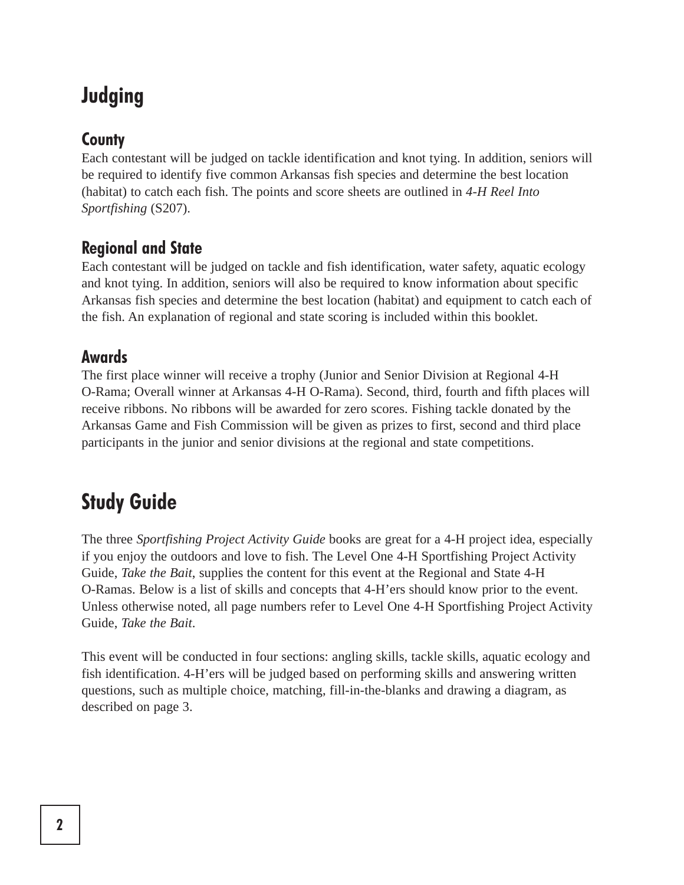# Judging

## County

Each contestant will be judged on tackle identification and knot tying. In addition, seniors will be required to identify five common Arkansas fish species and determine the best location (habitat) to catch each fish. The points and score sheets are outlined in *4-H Reel Into Sportfishing* (S207).

## Regional and State

Each contestant will be judged on tackle and fish identification, water safety, aquatic ecology and knot tying. In addition, seniors will also be required to know information about specific Arkansas fish species and determine the best location (habitat) and equipment to catch each of the fish. An explanation of regional and state scoring is included within this booklet.

## Awards

The first place winner will receive a trophy (Junior and Senior Division at Regional 4-H O-Rama; Overall winner at Arkansas 4-H O-Rama). Second, third, fourth and fifth places will receive ribbons. No ribbons will be awarded for zero scores. Fishing tackle donated by the Arkansas Game and Fish Commission will be given as prizes to first, second and third place participants in the junior and senior divisions at the regional and state competitions.

# Study Guide

The three *Sportfishing Project Activity Guide* books are great for a 4-H project idea, especially if you enjoy the outdoors and love to fish. The Level One 4-H Sportfishing Project Activity Guide, *Take the Bait*, supplies the content for this event at the Regional and State 4-H O-Ramas. Below is a list of skills and concepts that 4-H'ers should know prior to the event. Unless otherwise noted, all page numbers refer to Level One 4-H Sportfishing Project Activity Guide, *Take the Bait*.

This event will be conducted in four sections: angling skills, tackle skills, aquatic ecology and fish identification. 4-H'ers will be judged based on performing skills and answering written questions, such as multiple choice, matching, fill-in-the-blanks and drawing a diagram, as described on page 3.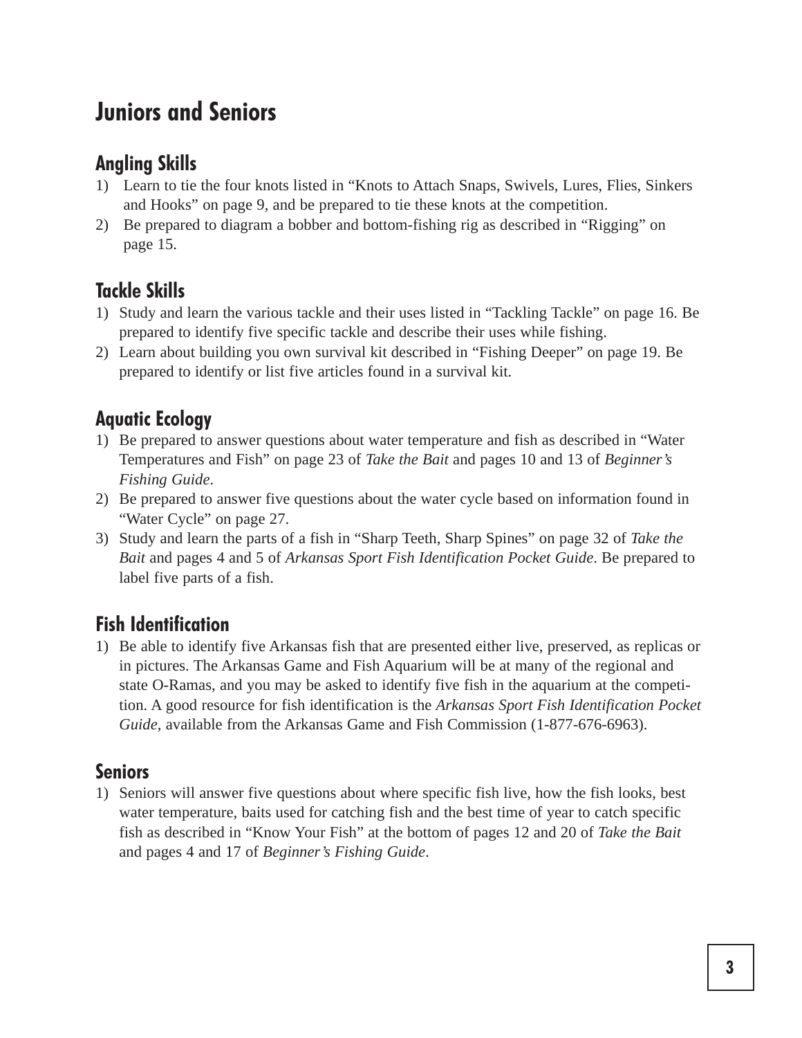# Juniors and Seniors

## Angling Skills

1) Learn to tie the four knots listed in "Knots to Attach Snaps, Swivels, Lures, Flies, Sinkers and Hooks" on page 9, and be prepared to tie these knots at the competition.
2) Be prepared to diagram a bobber and bottom-fishing rig as described in "Rigging" on page 15.

## Tackle Skills

1) Study and learn the various tackle and their uses listed in "Tackling Tackle" on page 16. Be prepared to identify five specific tackle and describe their uses while fishing.
2) Learn about building you own survival kit described in "Fishing Deeper" on page 19. Be prepared to identify or list five articles found in a survival kit.

## Aquatic Ecology

1) Be prepared to answer questions about water temperature and fish as described in "Water Temperatures and Fish" on page 23 of *Take the Bait* and pages 10 and 13 of *Beginner's Fishing Guide*.
2) Be prepared to answer five questions about the water cycle based on information found in "Water Cycle" on page 27.
3) Study and learn the parts of a fish in "Sharp Teeth, Sharp Spines" on page 32 of *Take the Bait* and pages 4 and 5 of *Arkansas Sport Fish Identification Pocket Guide*. Be prepared to label five parts of a fish.

## Fish Identification

1) Be able to identify five Arkansas fish that are presented either live, preserved, as replicas or in pictures. The Arkansas Game and Fish Aquarium will be at many of the regional and state O-Ramas, and you may be asked to identify five fish in the aquarium at the competition. A good resource for fish identification is the *Arkansas Sport Fish Identification Pocket Guide*, available from the Arkansas Game and Fish Commission (1-877-676-6963).

## Seniors

1) Seniors will answer five questions about where specific fish live, how the fish looks, best water temperature, baits used for catching fish and the best time of year to catch specific fish as described in "Know Your Fish" at the bottom of pages 12 and 20 of *Take the Bait* and pages 4 and 17 of *Beginner's Fishing Guide*.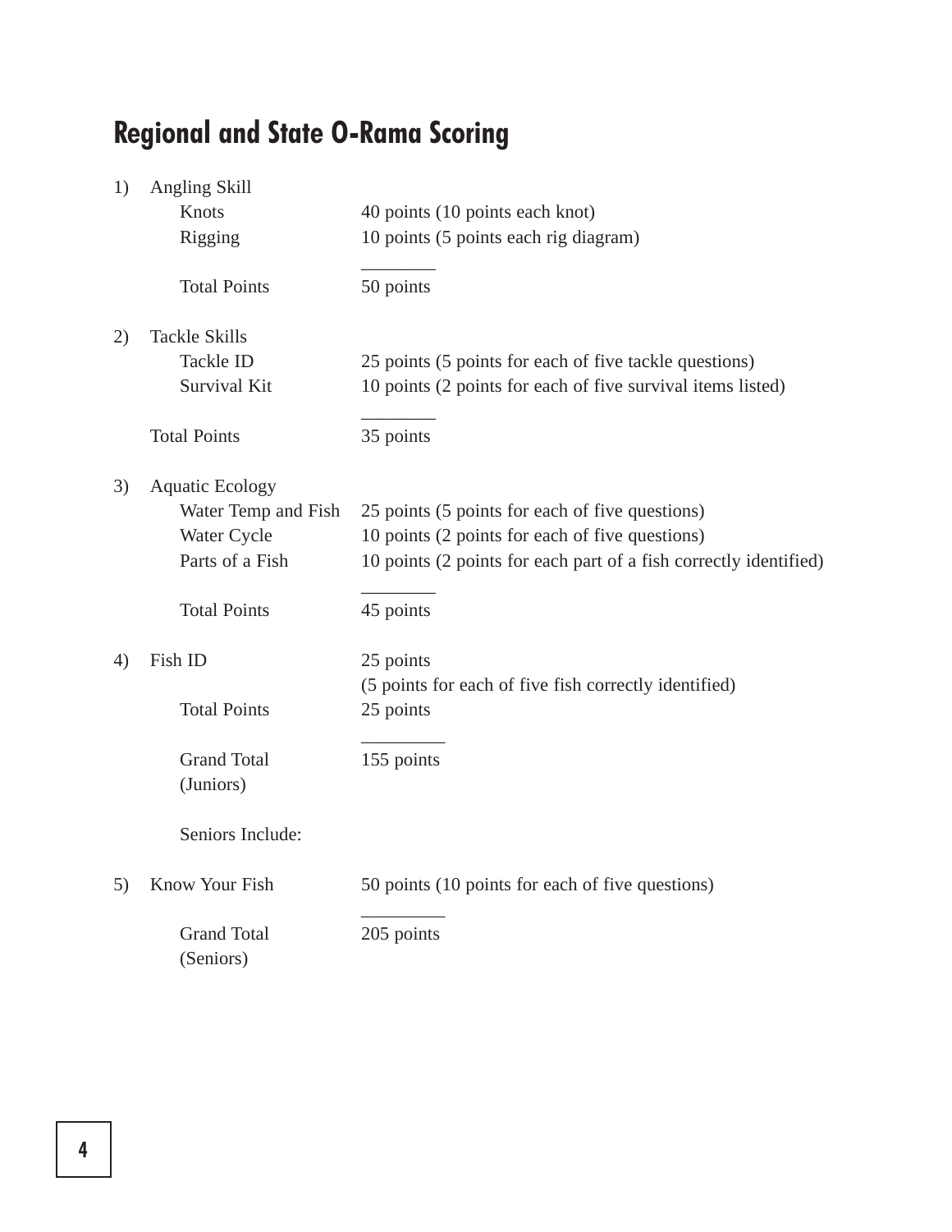# Regional and State O-Rama Scoring

1) Angling Skill

| | |
|---|---|
| Knots | 40 points (10 points each knot) |
| Rigging | 10 points (5 points each rig diagram) |
| Total Points | 50 points |

2) Tackle Skills

| | |
|---|---|
| Tackle ID | 25 points (5 points for each of five tackle questions) |
| Survival Kit | 10 points (2 points for each of five survival items listed) |
| Total Points | 35 points |

3) Aquatic Ecology

| | |
|---|---|
| Water Temp and Fish | 25 points (5 points for each of five questions) |
| Water Cycle | 10 points (2 points for each of five questions) |
| Parts of a Fish | 10 points (2 points for each part of a fish correctly identified) |
| Total Points | 45 points |

4) Fish ID — 25 points (5 points for each of five fish correctly identified)

| | |
|---|---|
| Total Points | 25 points |
| Grand Total (Juniors) | 155 points |

Seniors Include:

5) Know Your Fish — 50 points (10 points for each of five questions)

| | |
|---|---|
| Grand Total (Seniors) | 205 points |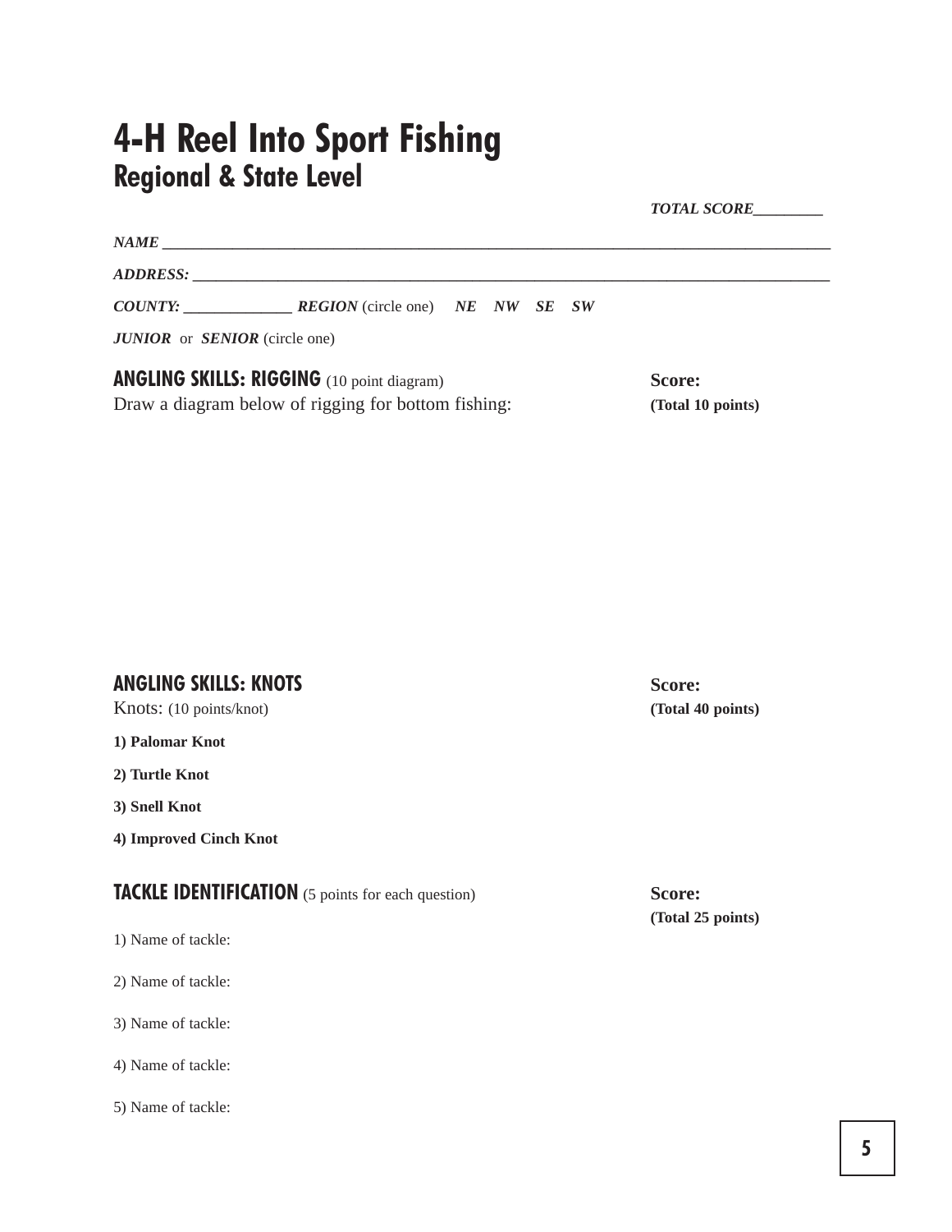# 4-H Reel Into Sport Fishing
## Regional & State Level

***TOTAL SCORE*________**

***NAME* ______________________________________________________________________________**

***ADDRESS:* ___________________________________________________________________________**

***COUNTY:* _____________ *REGION* (circle one) *NE NW SE SW***

***JUNIOR*** or ***SENIOR*** (circle one)

### ANGLING SKILLS: RIGGING (10 point diagram)

Draw a diagram below of rigging for bottom fishing:

**Score:**
**(Total 10 points)**

### ANGLING SKILLS: KNOTS

Knots: (10 points/knot)

**Score:**
**(Total 40 points)**

**1) Palomar Knot**

**2) Turtle Knot**

**3) Snell Knot**

**4) Improved Cinch Knot**

### TACKLE IDENTIFICATION (5 points for each question)

**Score:**
**(Total 25 points)**

1) Name of tackle:

2) Name of tackle:

3) Name of tackle:

4) Name of tackle:

5) Name of tackle: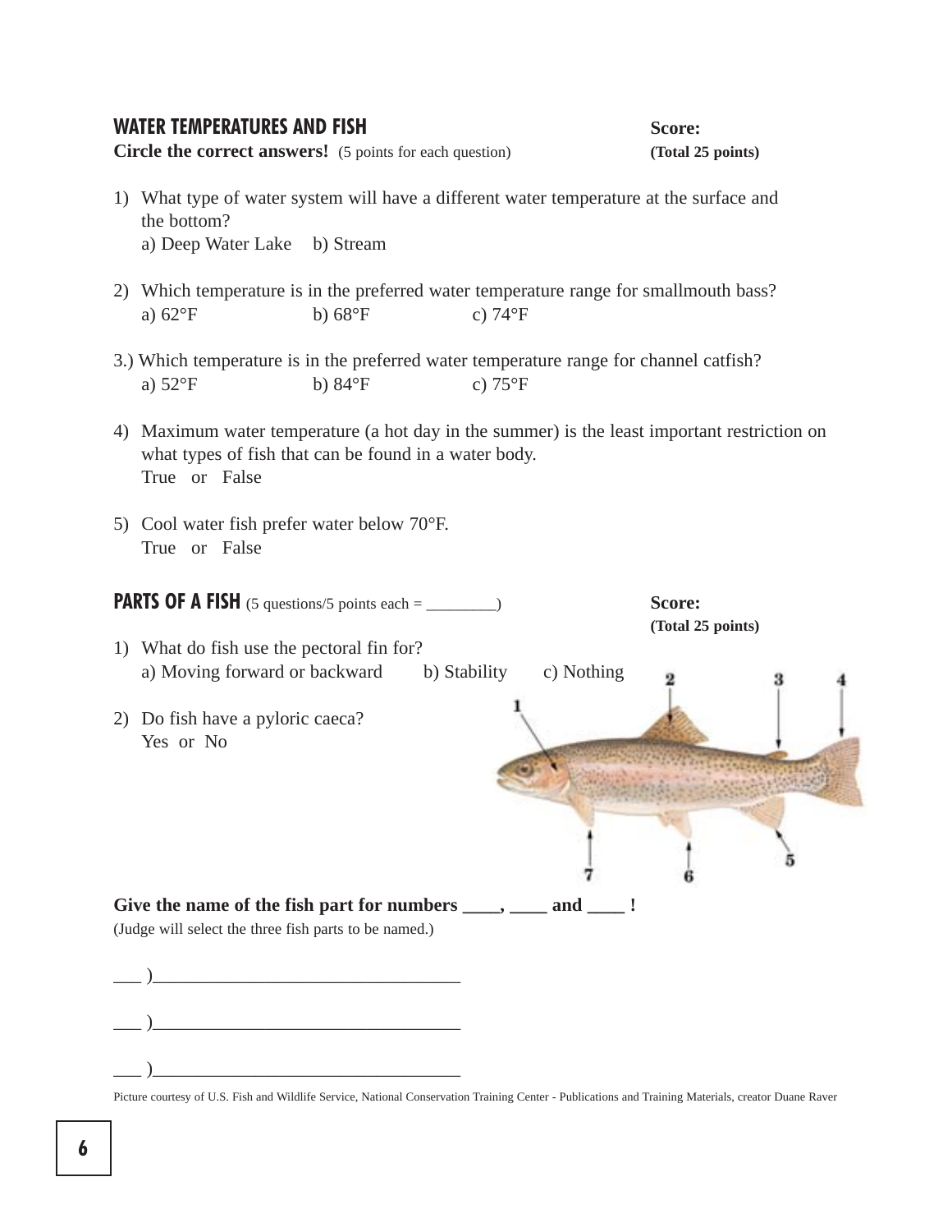## WATER TEMPERATURES AND FISH

**Score:**
**(Total 25 points)**

**Circle the correct answers!** (5 points for each question)

1) What type of water system will have a different water temperature at the surface and the bottom?
   a) Deep Water Lake    b) Stream

2) Which temperature is in the preferred water temperature range for smallmouth bass?
   a) 62°F    b) 68°F    c) 74°F

3.) Which temperature is in the preferred water temperature range for channel catfish?
   a) 52°F    b) 84°F    c) 75°F

4) Maximum water temperature (a hot day in the summer) is the least important restriction on what types of fish that can be found in a water body.
   True or False

5) Cool water fish prefer water below 70°F.
   True or False

## PARTS OF A FISH (5 questions/5 points each = _________)

**Score:**
**(Total 25 points)**

1) What do fish use the pectoral fin for?
   a) Moving forward or backward    b) Stability    c) Nothing

2) Do fish have a pyloric caeca?
   Yes or No

1 2 3 4 5 6 7

**Give the name of the fish part for numbers ____, ____ and ____ !**

(Judge will select the three fish parts to be named.)

___ )_________________________________

___ )_________________________________

___ )_________________________________

Picture courtesy of U.S. Fish and Wildlife Service, National Conservation Training Center - Publications and Training Materials, creator Duane Raver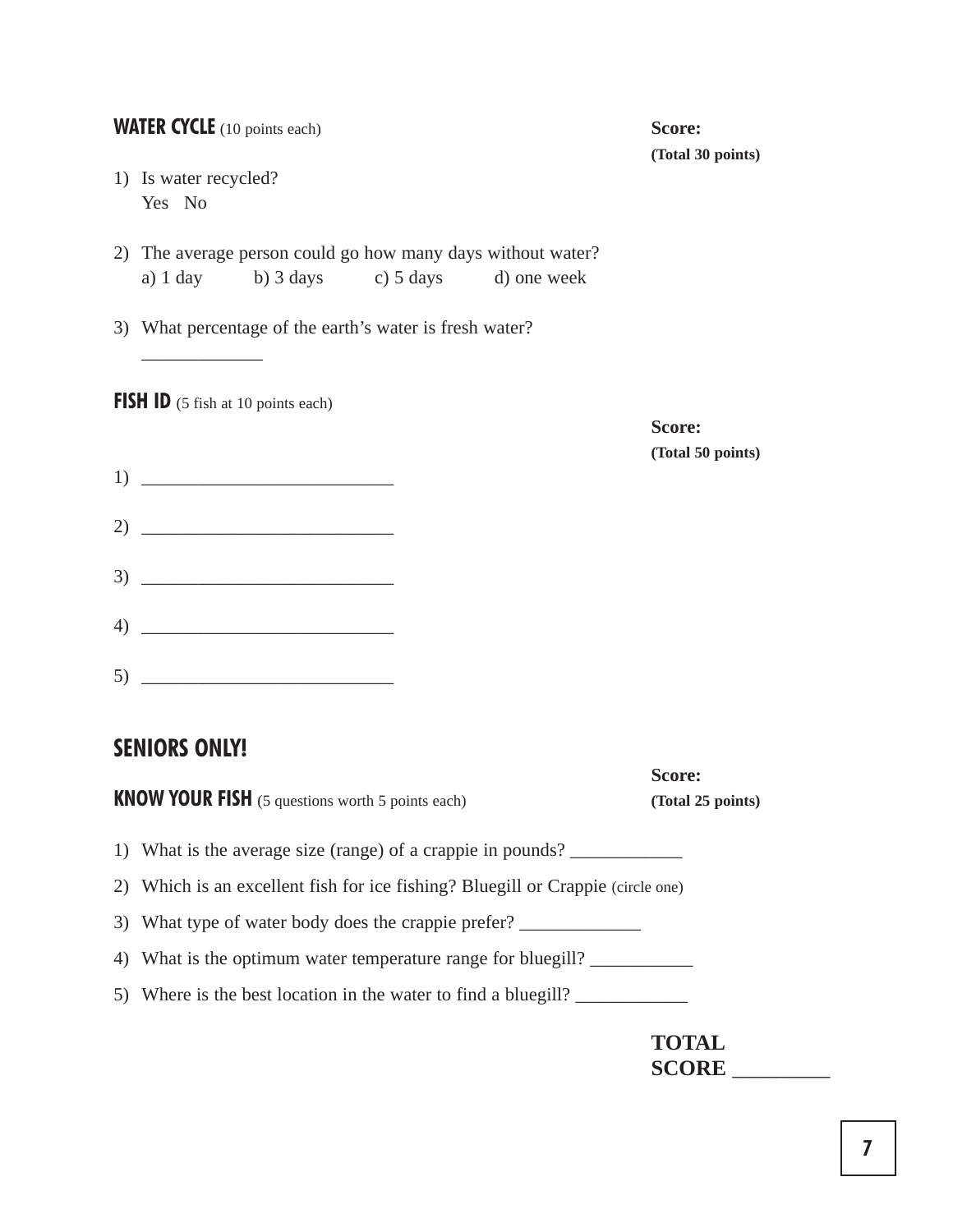## WATER CYCLE (10 points each)

**Score:**
**(Total 30 points)**

1) Is water recycled?
   Yes   No

2) The average person could go how many days without water?
   a) 1 day   b) 3 days   c) 5 days   d) one week

3) What percentage of the earth's water is fresh water?
   ____________

## FISH ID (5 fish at 10 points each)

**Score:**
**(Total 50 points)**

1) __________________________

2) __________________________

3) __________________________

4) __________________________

5) __________________________

## SENIORS ONLY!

### KNOW YOUR FISH (5 questions worth 5 points each)

**Score:**
**(Total 25 points)**

1) What is the average size (range) of a crappie in pounds? ____________
2) Which is an excellent fish for ice fishing? Bluegill or Crappie (circle one)
3) What type of water body does the crappie prefer? _____________
4) What is the optimum water temperature range for bluegill? ___________
5) Where is the best location in the water to find a bluegill? ____________

**TOTAL SCORE** _________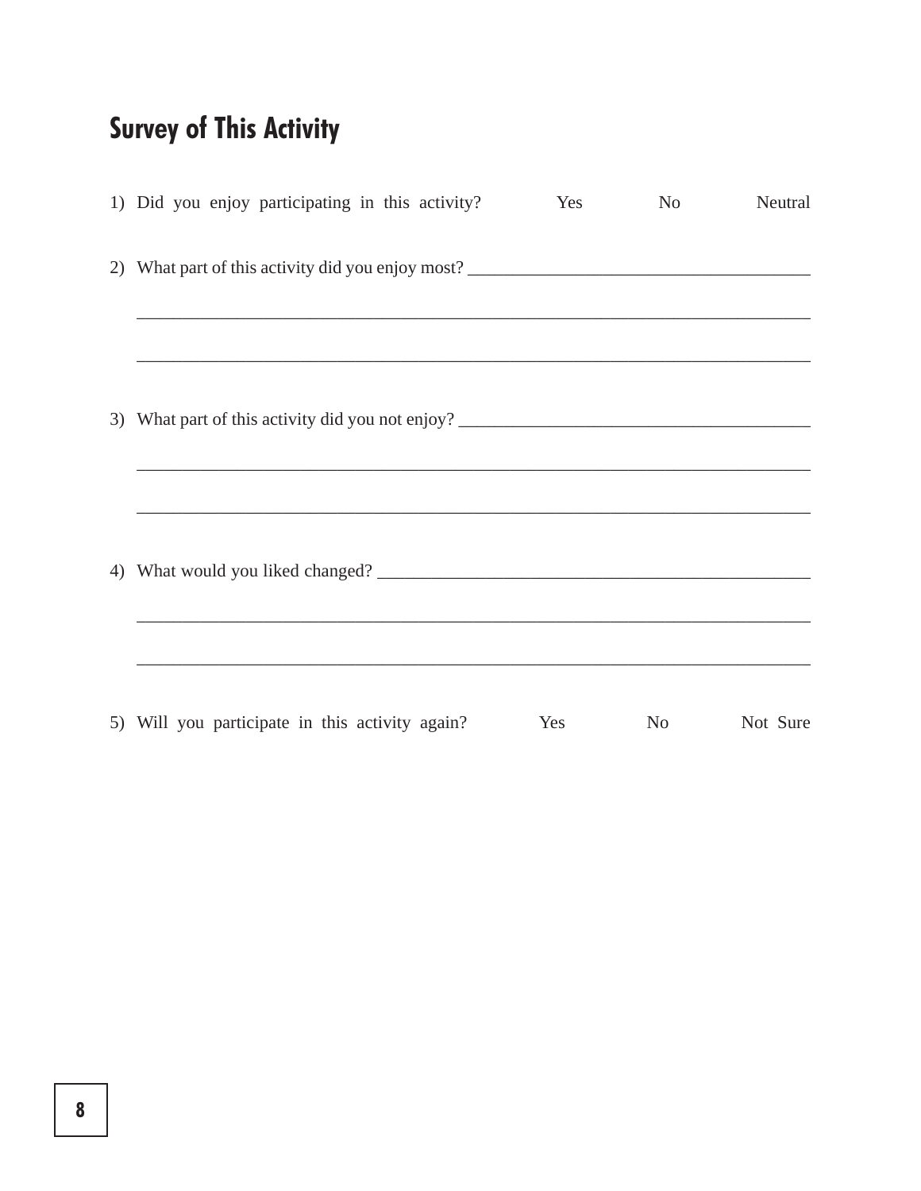## Survey of This Activity

1) Did you enjoy participating in this activity? Yes No Neutral

2) What part of this activity did you enjoy most? ______________________________________

______________________________________________________________________________

______________________________________________________________________________

3) What part of this activity did you not enjoy? ______________________________________

______________________________________________________________________________

______________________________________________________________________________

4) What would you liked changed? ______________________________________________

______________________________________________________________________________

______________________________________________________________________________

5) Will you participate in this activity again? Yes No Not Sure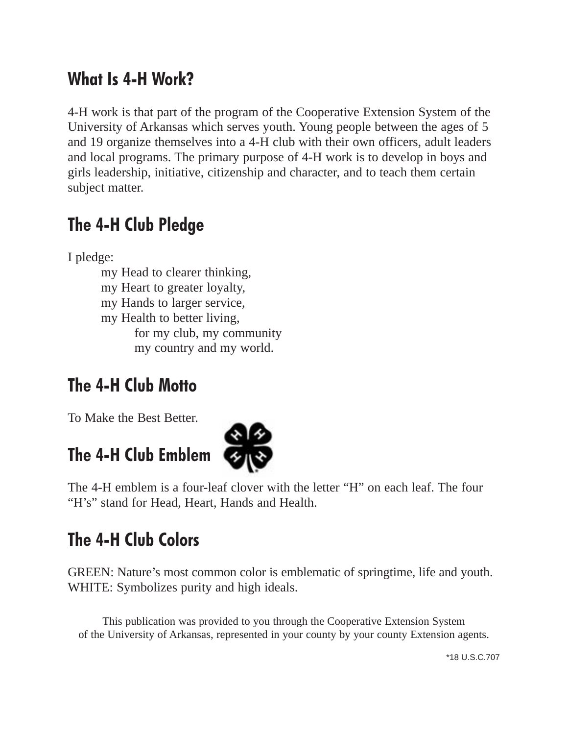## What Is 4-H Work?

4-H work is that part of the program of the Cooperative Extension System of the University of Arkansas which serves youth. Young people between the ages of 5 and 19 organize themselves into a 4-H club with their own officers, adult leaders and local programs. The primary purpose of 4-H work is to develop in boys and girls leadership, initiative, citizenship and character, and to teach them certain subject matter.

## The 4-H Club Pledge

I pledge:

> my Head to clearer thinking,
> my Heart to greater loyalty,
> my Hands to larger service,
> my Health to better living,
>> for my club, my community
>> my country and my world.

## The 4-H Club Motto

To Make the Best Better.

## The 4-H Club Emblem

The 4-H emblem is a four-leaf clover with the letter "H" on each leaf. The four "H's" stand for Head, Heart, Hands and Health.

## The 4-H Club Colors

GREEN: Nature's most common color is emblematic of springtime, life and youth.
WHITE: Symbolizes purity and high ideals.

This publication was provided to you through the Cooperative Extension System of the University of Arkansas, represented in your county by your county Extension agents.

*18 U.S.C.707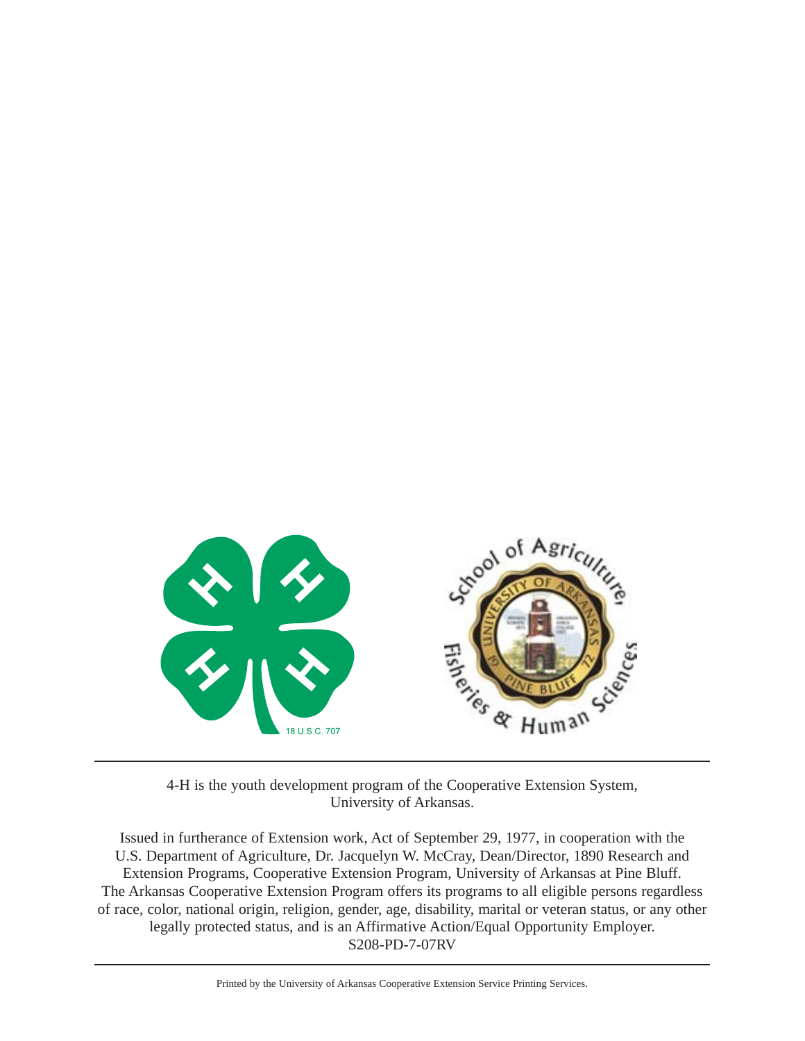4-H is the youth development program of the Cooperative Extension System, University of Arkansas.

Issued in furtherance of Extension work, Act of September 29, 1977, in cooperation with the U.S. Department of Agriculture, Dr. Jacquelyn W. McCray, Dean/Director, 1890 Research and Extension Programs, Cooperative Extension Program, University of Arkansas at Pine Bluff. The Arkansas Cooperative Extension Program offers its programs to all eligible persons regardless of race, color, national origin, religion, gender, age, disability, marital or veteran status, or any other legally protected status, and is an Affirmative Action/Equal Opportunity Employer.
S208-PD-7-07RV

Printed by the University of Arkansas Cooperative Extension Service Printing Services.